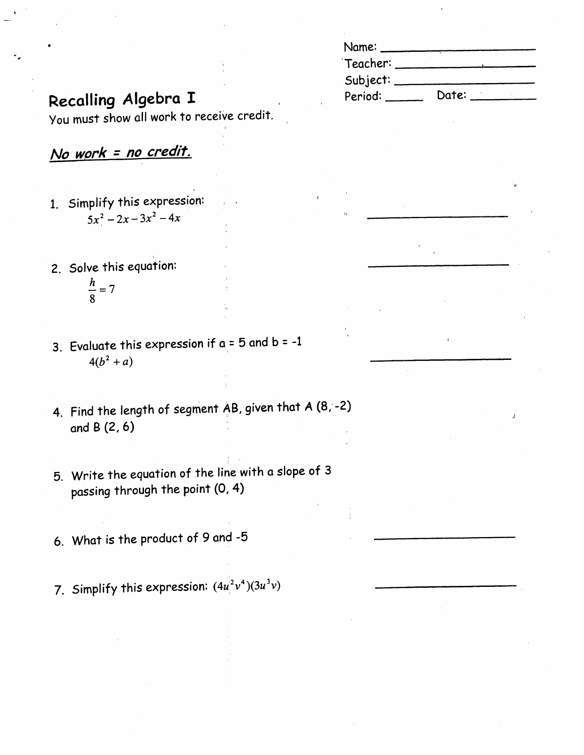Name: ____________________

Teacher: ____________________

Subject: ____________________

Period: ______ Date: __________

# Recalling Algebra I

You must show all work to receive credit.

***No work = no credit.***

1. Simplify this expression:
   $5x^2 - 2x - 3x^2 - 4x$ ____________________

2. Solve this equation: ____________________
   $\frac{h}{8} = 7$

3. Evaluate this expression if a = 5 and b = -1
   $4(b^2 + a)$ ____________________

4. Find the length of segment AB, given that A (8, -2) and B (2, 6)

5. Write the equation of the line with a slope of 3 passing through the point (0, 4)

6. What is the product of 9 and -5 ____________________

7. Simplify this expression: $(4u^2v^4)(3u^3v)$ ____________________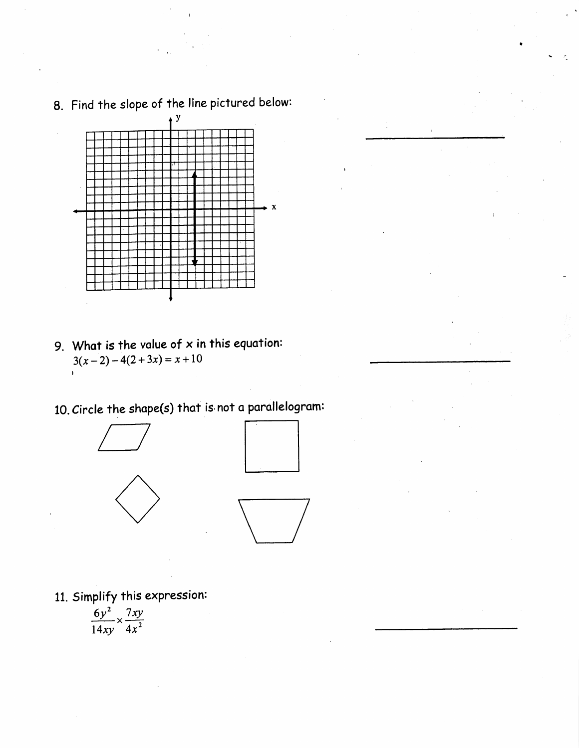8. Find the slope of the line pictured below:

\_\_\_\_\_\_\_\_\_\_\_\_\_\_\_\_\_\_\_\_

9. What is the value of x in this equation:

$3(x-2)-4(2+3x)=x+10$

\_\_\_\_\_\_\_\_\_\_\_\_\_\_\_\_\_\_\_\_

10. Circle the shape(s) that is not a parallelogram:

11. Simplify this expression:

$$\frac{6y^2}{14xy} \times \frac{7xy}{4x^2}$$

\_\_\_\_\_\_\_\_\_\_\_\_\_\_\_\_\_\_\_\_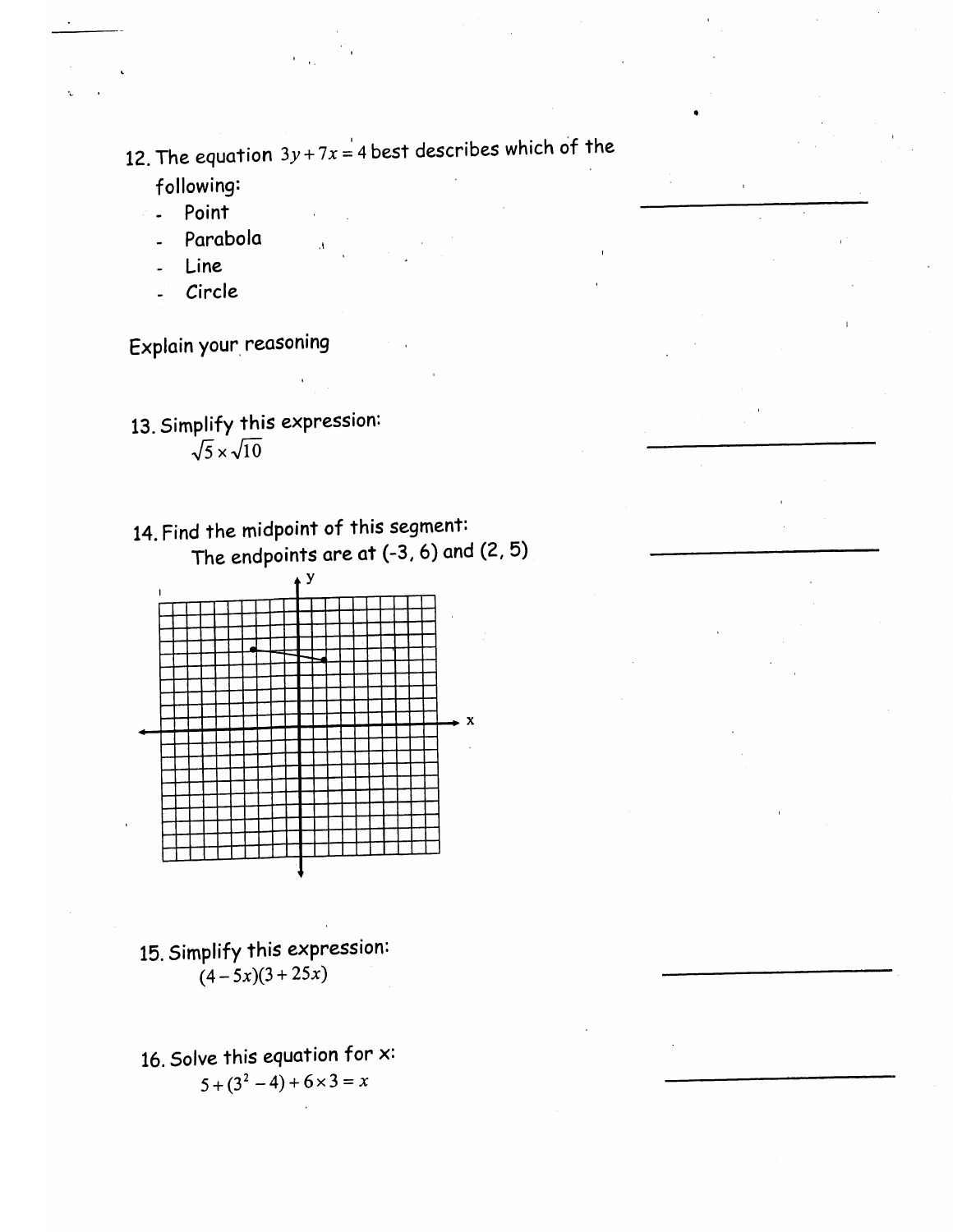12. The equation $3y + 7x = 4$ best describes which of the following:
    - Point
    - Parabola
    - Line
    - Circle

Explain your reasoning

13. Simplify this expression:

    $\sqrt{5} \times \sqrt{10}$

14. Find the midpoint of this segment:

    The endpoints are at (-3, 6) and (2, 5)

15. Simplify this expression:

    $(4 - 5x)(3 + 25x)$

16. Solve this equation for x:

    $5 + (3^2 - 4) + 6 \times 3 = x$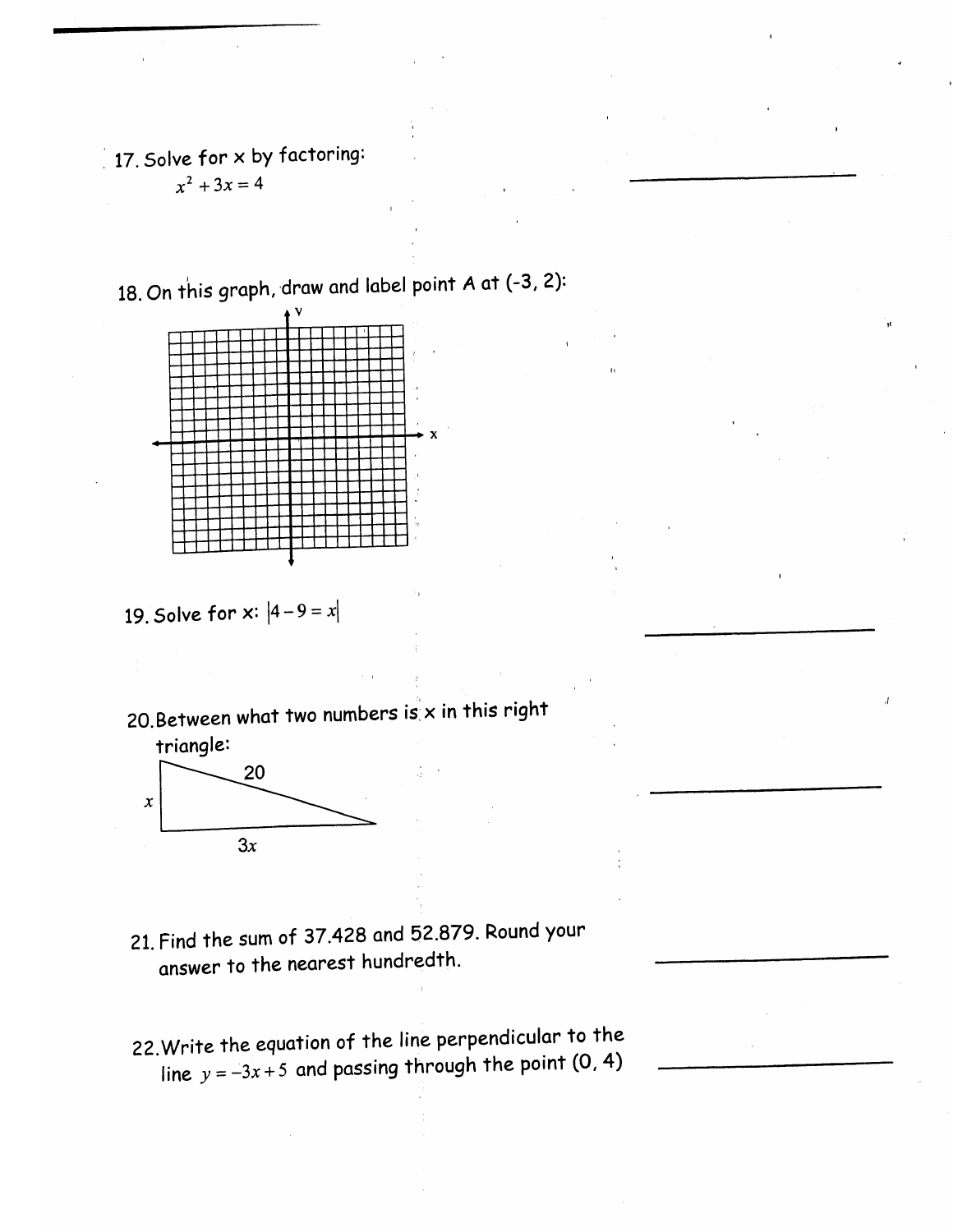17. Solve for x by factoring:

    $x^2 + 3x = 4$

\_\_\_\_\_\_\_\_\_\_\_\_\_\_\_\_\_\_\_\_

18. On this graph, draw and label point A at (-3, 2):

19. Solve for x: $|4 - 9 = x|$

\_\_\_\_\_\_\_\_\_\_\_\_\_\_\_\_\_\_\_\_

20. Between what two numbers is x in this right triangle:

    20

    $x$

    $3x$

\_\_\_\_\_\_\_\_\_\_\_\_\_\_\_\_\_\_\_\_

21. Find the sum of 37.428 and 52.879. Round your answer to the nearest hundredth.

\_\_\_\_\_\_\_\_\_\_\_\_\_\_\_\_\_\_\_\_

22. Write the equation of the line perpendicular to the line $y = -3x + 5$ and passing through the point (0, 4)

\_\_\_\_\_\_\_\_\_\_\_\_\_\_\_\_\_\_\_\_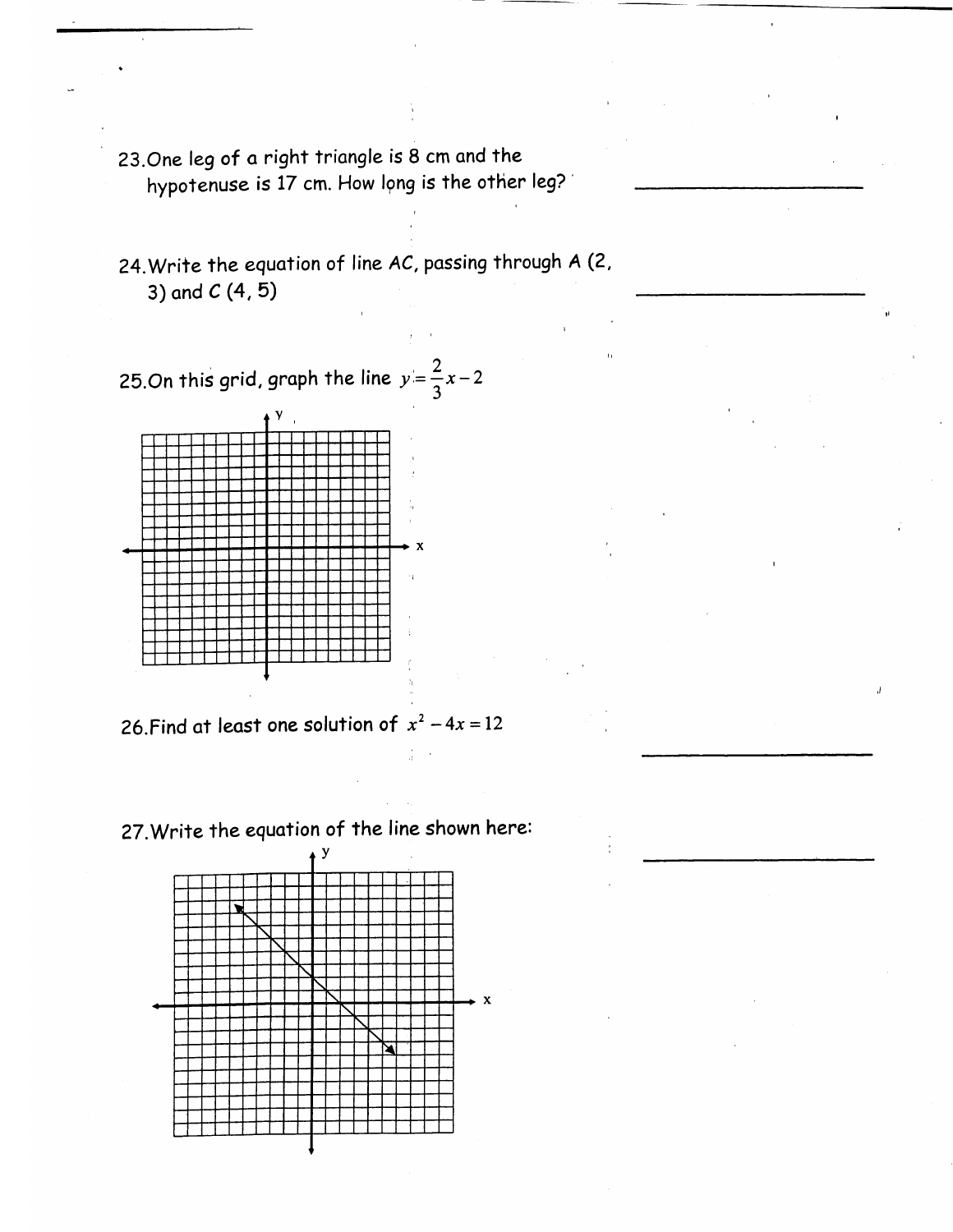23. One leg of a right triangle is 8 cm and the hypotenuse is 17 cm. How long is the other leg? \_\_\_\_\_\_\_\_\_\_\_\_\_\_\_\_

24. Write the equation of line AC, passing through A (2, 3) and C (4, 5) \_\_\_\_\_\_\_\_\_\_\_\_\_\_\_\_

25. On this grid, graph the line $y = \frac{2}{3}x - 2$

26. Find at least one solution of $x^2 - 4x = 12$ \_\_\_\_\_\_\_\_\_\_\_\_\_\_\_\_

27. Write the equation of the line shown here: \_\_\_\_\_\_\_\_\_\_\_\_\_\_\_\_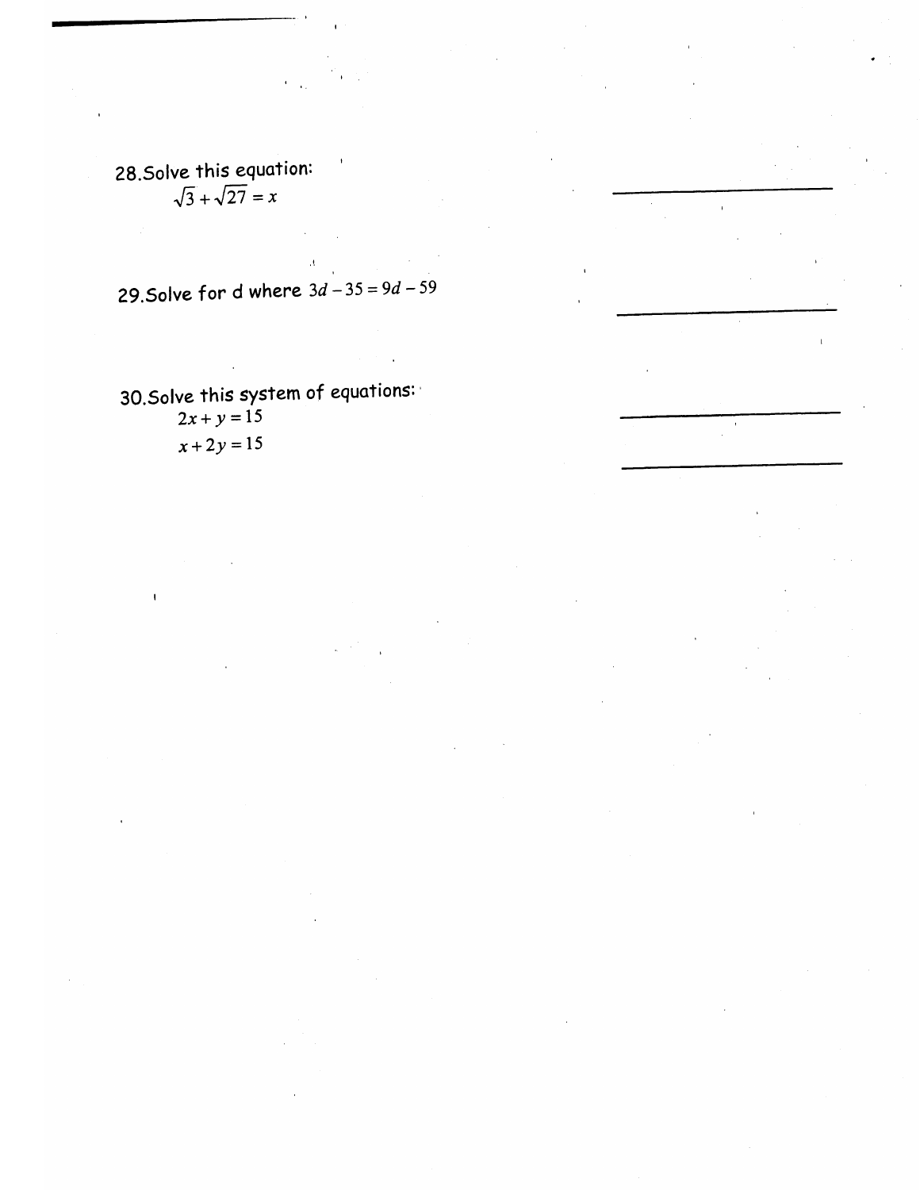28.Solve this equation:

$$\sqrt{3}+\sqrt{27}=x$$

29.Solve for d where $3d-35=9d-59$

30.Solve this system of equations:

$$2x+y=15$$
$$x+2y=15$$